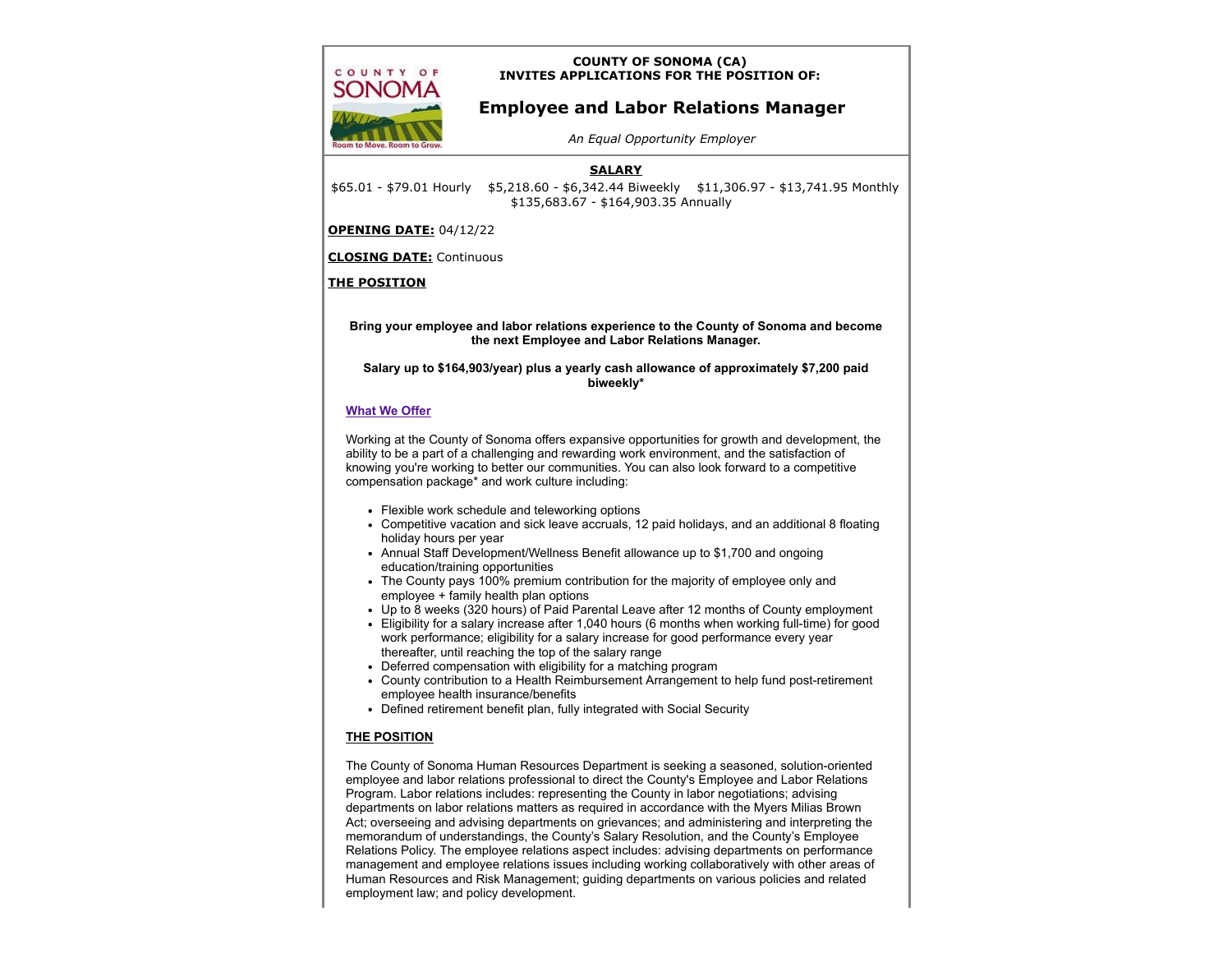**COUNTY OF SONOMA (CA)**
**INVITES APPLICATIONS FOR THE POSITION OF:**

# Employee and Labor Relations Manager

*An Equal Opportunity Employer*

## SALARY

$65.01 - $79.01 Hourly $5,218.60 - $6,342.44 Biweekly $11,306.97 - $13,741.95 Monthly $135,683.67 - $164,903.35 Annually

**OPENING DATE:** 04/12/22

**CLOSING DATE:** Continuous

## THE POSITION

**Bring your employee and labor relations experience to the County of Sonoma and become the next Employee and Labor Relations Manager.**

**Salary up to $164,903/year) plus a yearly cash allowance of approximately $7,200 paid biweekly***

**What We Offer**

Working at the County of Sonoma offers expansive opportunities for growth and development, the ability to be a part of a challenging and rewarding work environment, and the satisfaction of knowing you're working to better our communities. You can also look forward to a competitive compensation package* and work culture including:

- Flexible work schedule and teleworking options
- Competitive vacation and sick leave accruals, 12 paid holidays, and an additional 8 floating holiday hours per year
- Annual Staff Development/Wellness Benefit allowance up to $1,700 and ongoing education/training opportunities
- The County pays 100% premium contribution for the majority of employee only and employee + family health plan options
- Up to 8 weeks (320 hours) of Paid Parental Leave after 12 months of County employment
- Eligibility for a salary increase after 1,040 hours (6 months when working full-time) for good work performance; eligibility for a salary increase for good performance every year thereafter, until reaching the top of the salary range
- Deferred compensation with eligibility for a matching program
- County contribution to a Health Reimbursement Arrangement to help fund post-retirement employee health insurance/benefits
- Defined retirement benefit plan, fully integrated with Social Security

**THE POSITION**

The County of Sonoma Human Resources Department is seeking a seasoned, solution-oriented employee and labor relations professional to direct the County's Employee and Labor Relations Program. Labor relations includes: representing the County in labor negotiations; advising departments on labor relations matters as required in accordance with the Myers Milias Brown Act; overseeing and advising departments on grievances; and administering and interpreting the memorandum of understandings, the County's Salary Resolution, and the County's Employee Relations Policy. The employee relations aspect includes: advising departments on performance management and employee relations issues including working collaboratively with other areas of Human Resources and Risk Management; guiding departments on various policies and related employment law; and policy development.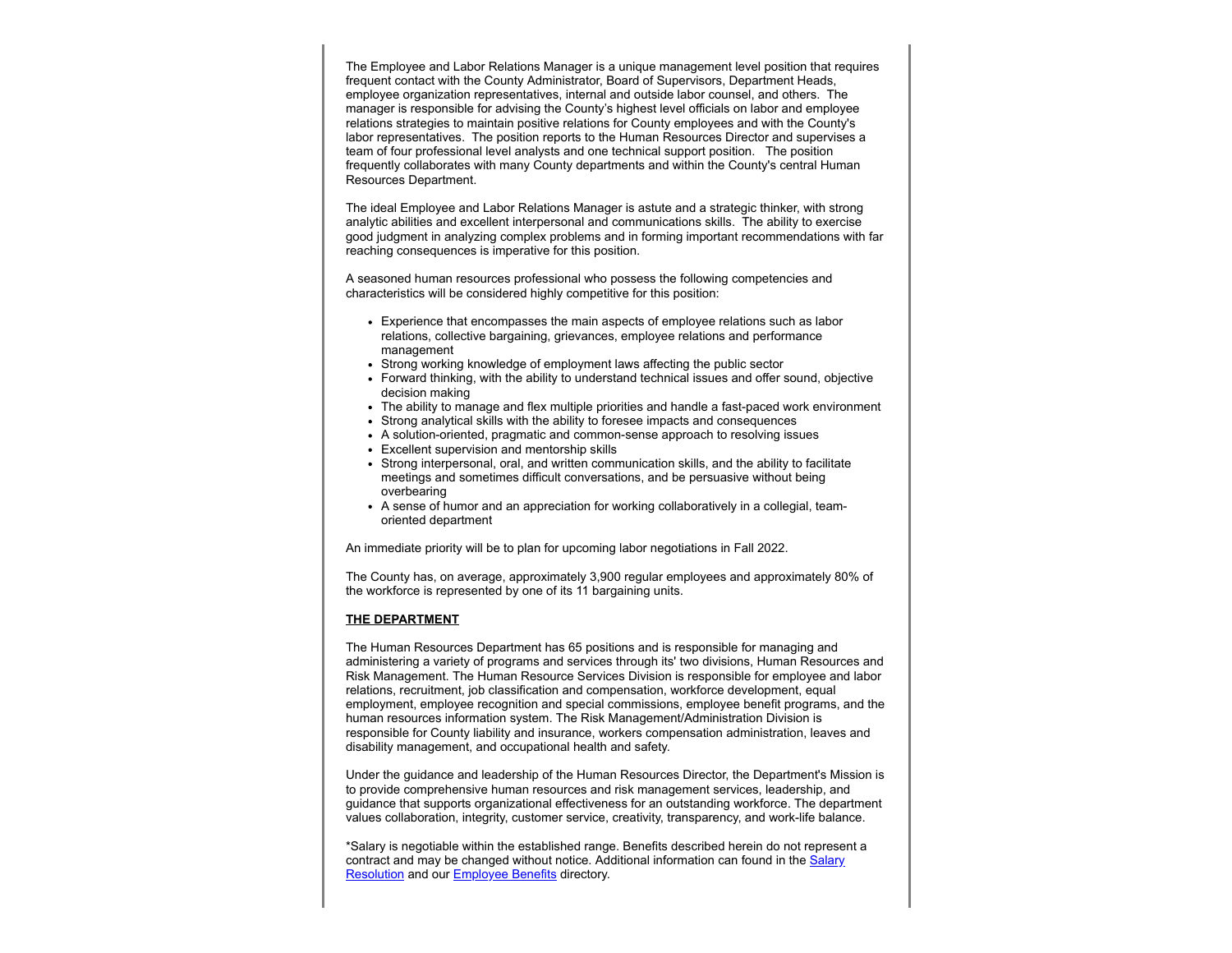The Employee and Labor Relations Manager is a unique management level position that requires frequent contact with the County Administrator, Board of Supervisors, Department Heads, employee organization representatives, internal and outside labor counsel, and others. The manager is responsible for advising the County's highest level officials on labor and employee relations strategies to maintain positive relations for County employees and with the County's labor representatives. The position reports to the Human Resources Director and supervises a team of four professional level analysts and one technical support position. The position frequently collaborates with many County departments and within the County's central Human Resources Department.

The ideal Employee and Labor Relations Manager is astute and a strategic thinker, with strong analytic abilities and excellent interpersonal and communications skills. The ability to exercise good judgment in analyzing complex problems and in forming important recommendations with far reaching consequences is imperative for this position.

A seasoned human resources professional who possess the following competencies and characteristics will be considered highly competitive for this position:

- Experience that encompasses the main aspects of employee relations such as labor relations, collective bargaining, grievances, employee relations and performance management
- Strong working knowledge of employment laws affecting the public sector
- Forward thinking, with the ability to understand technical issues and offer sound, objective decision making
- The ability to manage and flex multiple priorities and handle a fast-paced work environment
- Strong analytical skills with the ability to foresee impacts and consequences
- A solution-oriented, pragmatic and common-sense approach to resolving issues
- Excellent supervision and mentorship skills
- Strong interpersonal, oral, and written communication skills, and the ability to facilitate meetings and sometimes difficult conversations, and be persuasive without being overbearing
- A sense of humor and an appreciation for working collaboratively in a collegial, team-oriented department

An immediate priority will be to plan for upcoming labor negotiations in Fall 2022.

The County has, on average, approximately 3,900 regular employees and approximately 80% of the workforce is represented by one of its 11 bargaining units.

**THE DEPARTMENT**

The Human Resources Department has 65 positions and is responsible for managing and administering a variety of programs and services through its' two divisions, Human Resources and Risk Management. The Human Resource Services Division is responsible for employee and labor relations, recruitment, job classification and compensation, workforce development, equal employment, employee recognition and special commissions, employee benefit programs, and the human resources information system. The Risk Management/Administration Division is responsible for County liability and insurance, workers compensation administration, leaves and disability management, and occupational health and safety.

Under the guidance and leadership of the Human Resources Director, the Department's Mission is to provide comprehensive human resources and risk management services, leadership, and guidance that supports organizational effectiveness for an outstanding workforce. The department values collaboration, integrity, customer service, creativity, transparency, and work-life balance.

*Salary is negotiable within the established range. Benefits described herein do not represent a contract and may be changed without notice. Additional information can found in the Salary Resolution and our Employee Benefits directory.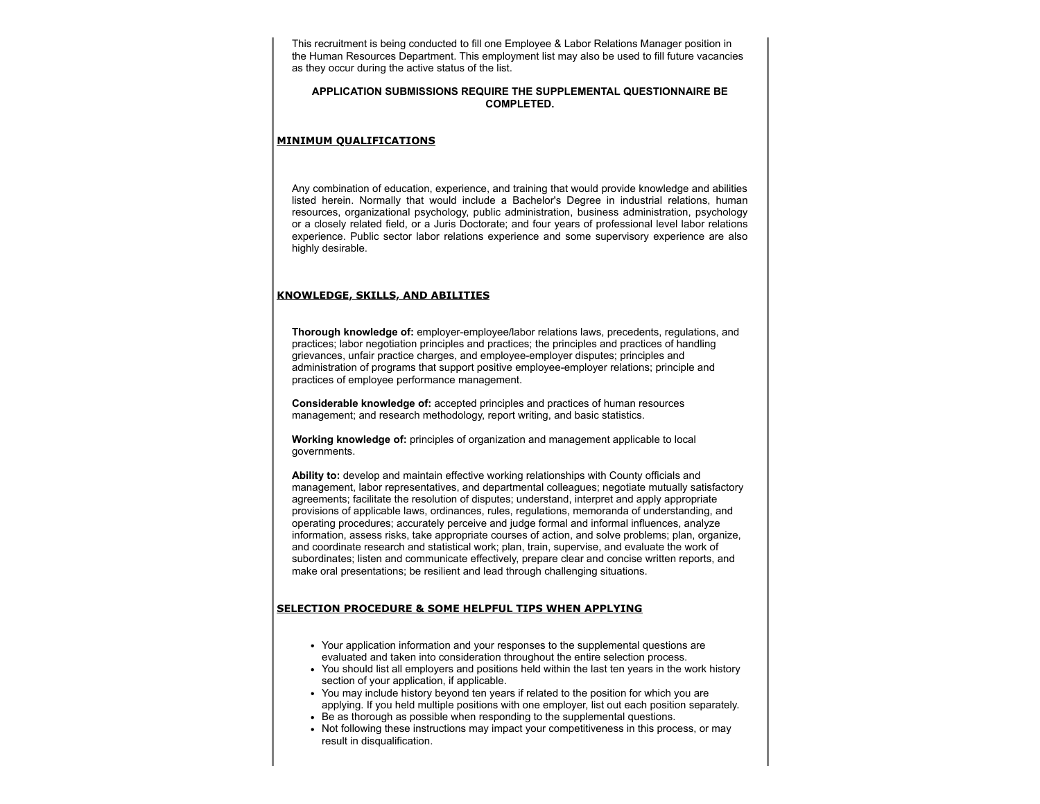This recruitment is being conducted to fill one Employee & Labor Relations Manager position in the Human Resources Department. This employment list may also be used to fill future vacancies as they occur during the active status of the list.

**APPLICATION SUBMISSIONS REQUIRE THE SUPPLEMENTAL QUESTIONNAIRE BE COMPLETED.**

## MINIMUM QUALIFICATIONS

Any combination of education, experience, and training that would provide knowledge and abilities listed herein. Normally that would include a Bachelor's Degree in industrial relations, human resources, organizational psychology, public administration, business administration, psychology or a closely related field, or a Juris Doctorate; and four years of professional level labor relations experience. Public sector labor relations experience and some supervisory experience are also highly desirable.

## KNOWLEDGE, SKILLS, AND ABILITIES

**Thorough knowledge of:** employer-employee/labor relations laws, precedents, regulations, and practices; labor negotiation principles and practices; the principles and practices of handling grievances, unfair practice charges, and employee-employer disputes; principles and administration of programs that support positive employee-employer relations; principle and practices of employee performance management.

**Considerable knowledge of:** accepted principles and practices of human resources management; and research methodology, report writing, and basic statistics.

**Working knowledge of:** principles of organization and management applicable to local governments.

**Ability to:** develop and maintain effective working relationships with County officials and management, labor representatives, and departmental colleagues; negotiate mutually satisfactory agreements; facilitate the resolution of disputes; understand, interpret and apply appropriate provisions of applicable laws, ordinances, rules, regulations, memoranda of understanding, and operating procedures; accurately perceive and judge formal and informal influences, analyze information, assess risks, take appropriate courses of action, and solve problems; plan, organize, and coordinate research and statistical work; plan, train, supervise, and evaluate the work of subordinates; listen and communicate effectively, prepare clear and concise written reports, and make oral presentations; be resilient and lead through challenging situations.

## SELECTION PROCEDURE & SOME HELPFUL TIPS WHEN APPLYING

- Your application information and your responses to the supplemental questions are evaluated and taken into consideration throughout the entire selection process.
- You should list all employers and positions held within the last ten years in the work history section of your application, if applicable.
- You may include history beyond ten years if related to the position for which you are applying. If you held multiple positions with one employer, list out each position separately.
- Be as thorough as possible when responding to the supplemental questions.
- Not following these instructions may impact your competitiveness in this process, or may result in disqualification.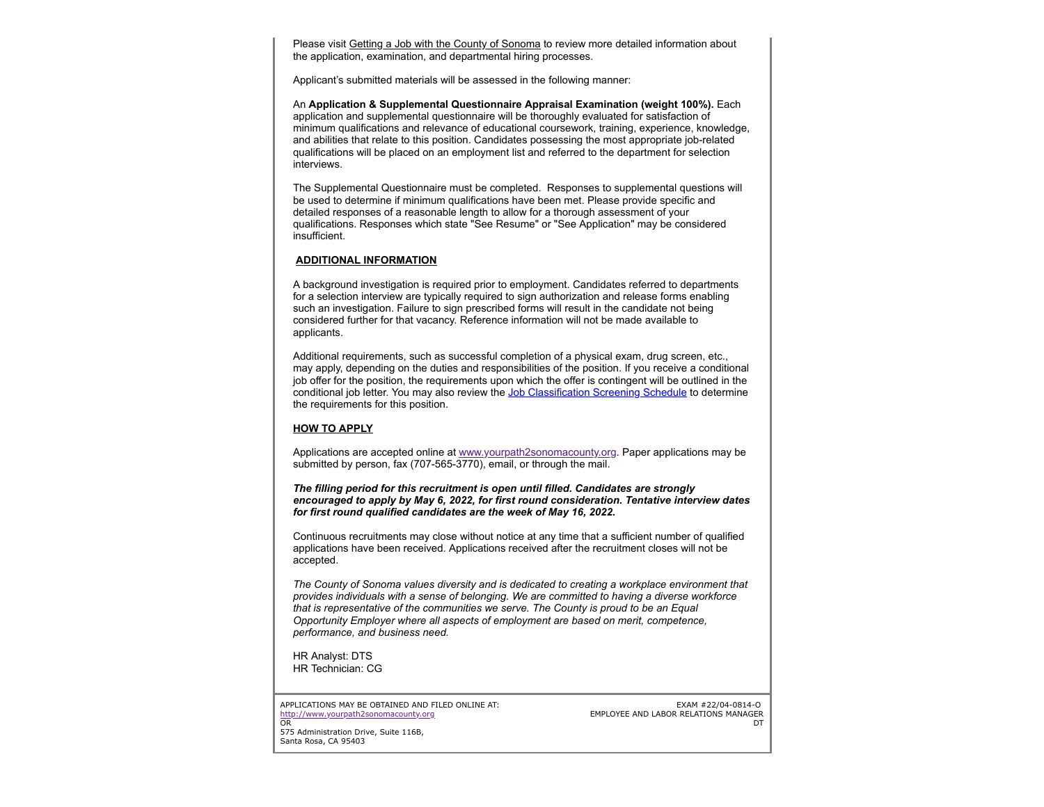Please visit Getting a Job with the County of Sonoma to review more detailed information about the application, examination, and departmental hiring processes.

Applicant's submitted materials will be assessed in the following manner:

An **Application & Supplemental Questionnaire Appraisal Examination (weight 100%).** Each application and supplemental questionnaire will be thoroughly evaluated for satisfaction of minimum qualifications and relevance of educational coursework, training, experience, knowledge, and abilities that relate to this position. Candidates possessing the most appropriate job-related qualifications will be placed on an employment list and referred to the department for selection interviews.

The Supplemental Questionnaire must be completed. Responses to supplemental questions will be used to determine if minimum qualifications have been met. Please provide specific and detailed responses of a reasonable length to allow for a thorough assessment of your qualifications. Responses which state "See Resume" or "See Application" may be considered insufficient.

## ADDITIONAL INFORMATION

A background investigation is required prior to employment. Candidates referred to departments for a selection interview are typically required to sign authorization and release forms enabling such an investigation. Failure to sign prescribed forms will result in the candidate not being considered further for that vacancy. Reference information will not be made available to applicants.

Additional requirements, such as successful completion of a physical exam, drug screen, etc., may apply, depending on the duties and responsibilities of the position. If you receive a conditional job offer for the position, the requirements upon which the offer is contingent will be outlined in the conditional job letter. You may also review the Job Classification Screening Schedule to determine the requirements for this position.

## HOW TO APPLY

Applications are accepted online at www.yourpath2sonomacounty.org. Paper applications may be submitted by person, fax (707-565-3770), email, or through the mail.

***The filling period for this recruitment is open until filled. Candidates are strongly encouraged to apply by May 6, 2022, for first round consideration. Tentative interview dates for first round qualified candidates are the week of May 16, 2022.***

Continuous recruitments may close without notice at any time that a sufficient number of qualified applications have been received. Applications received after the recruitment closes will not be accepted.

*The County of Sonoma values diversity and is dedicated to creating a workplace environment that provides individuals with a sense of belonging. We are committed to having a diverse workforce that is representative of the communities we serve. The County is proud to be an Equal Opportunity Employer where all aspects of employment are based on merit, competence, performance, and business need.*

HR Analyst: DTS
HR Technician: CG

APPLICATIONS MAY BE OBTAINED AND FILED ONLINE AT:
http://www.yourpath2sonomacounty.org
OR
575 Administration Drive, Suite 116B,
Santa Rosa, CA 95403

EXAM #22/04-0814-O
EMPLOYEE AND LABOR RELATIONS MANAGER
DT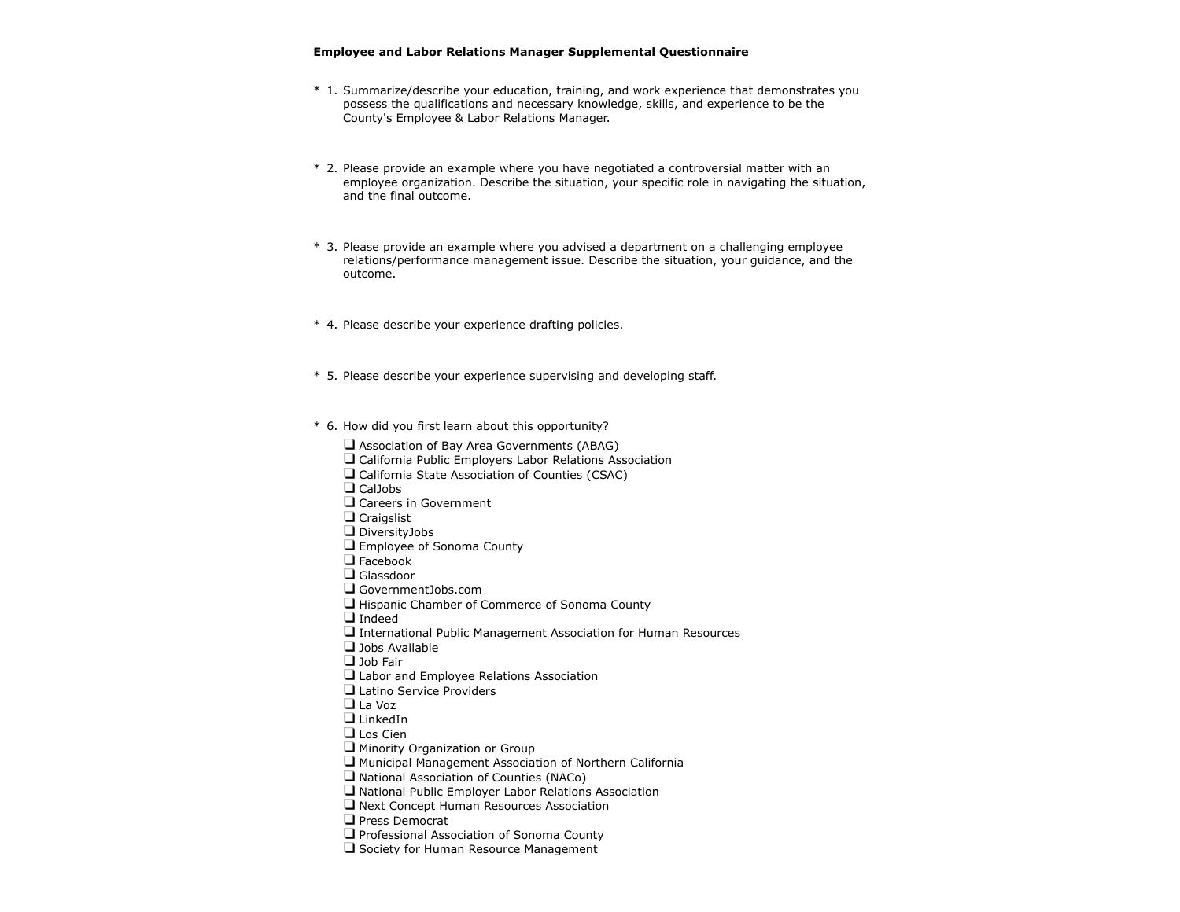**Employee and Labor Relations Manager Supplemental Questionnaire**

\* 1. Summarize/describe your education, training, and work experience that demonstrates you possess the qualifications and necessary knowledge, skills, and experience to be the County's Employee & Labor Relations Manager.

\* 2. Please provide an example where you have negotiated a controversial matter with an employee organization. Describe the situation, your specific role in navigating the situation, and the final outcome.

\* 3. Please provide an example where you advised a department on a challenging employee relations/performance management issue. Describe the situation, your guidance, and the outcome.

\* 4. Please describe your experience drafting policies.

\* 5. Please describe your experience supervising and developing staff.

\* 6. How did you first learn about this opportunity?

- ❑ Association of Bay Area Governments (ABAG)
- ❑ California Public Employers Labor Relations Association
- ❑ California State Association of Counties (CSAC)
- ❑ CalJobs
- ❑ Careers in Government
- ❑ Craigslist
- ❑ DiversityJobs
- ❑ Employee of Sonoma County
- ❑ Facebook
- ❑ Glassdoor
- ❑ GovernmentJobs.com
- ❑ Hispanic Chamber of Commerce of Sonoma County
- ❑ Indeed
- ❑ International Public Management Association for Human Resources
- ❑ Jobs Available
- ❑ Job Fair
- ❑ Labor and Employee Relations Association
- ❑ Latino Service Providers
- ❑ La Voz
- ❑ LinkedIn
- ❑ Los Cien
- ❑ Minority Organization or Group
- ❑ Municipal Management Association of Northern California
- ❑ National Association of Counties (NACo)
- ❑ National Public Employer Labor Relations Association
- ❑ Next Concept Human Resources Association
- ❑ Press Democrat
- ❑ Professional Association of Sonoma County
- ❑ Society for Human Resource Management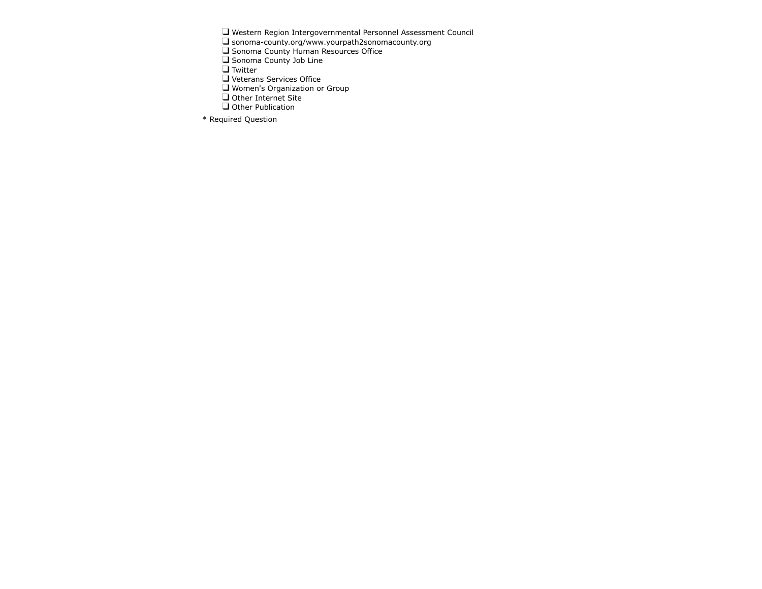- ❑ Western Region Intergovernmental Personnel Assessment Council
- ❑ sonoma-county.org/www.yourpath2sonomacounty.org
- ❑ Sonoma County Human Resources Office
- ❑ Sonoma County Job Line
- ❑ Twitter
- ❑ Veterans Services Office
- ❑ Women's Organization or Group
- ❑ Other Internet Site
- ❑ Other Publication

* Required Question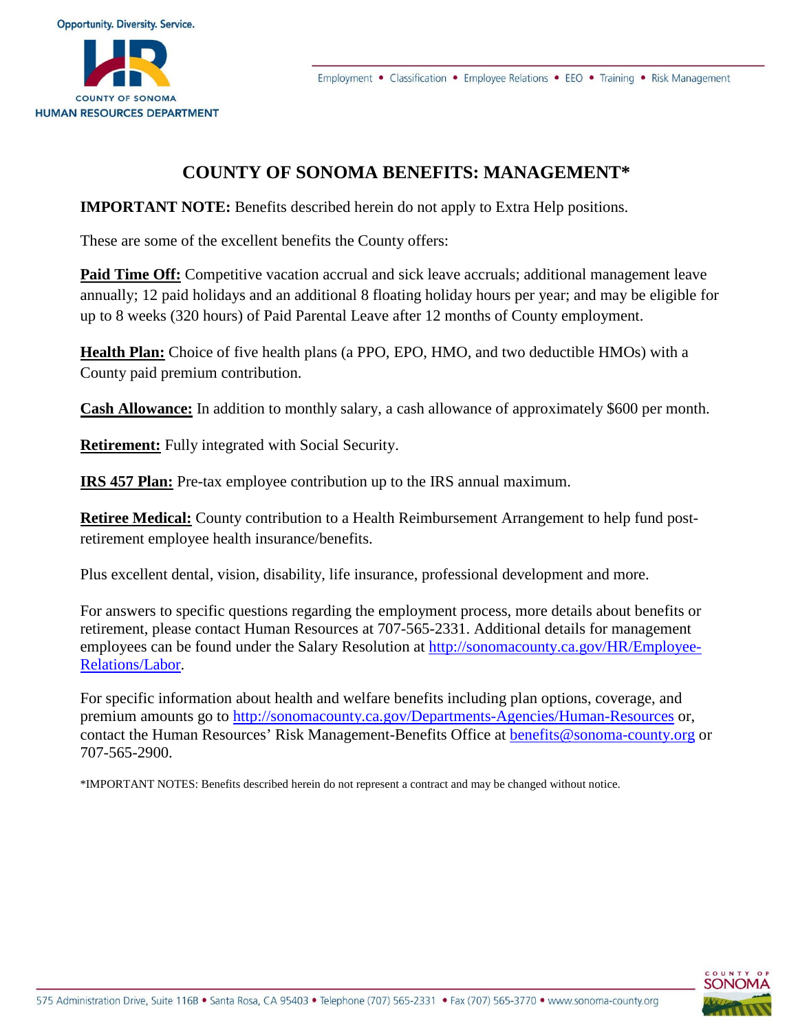# COUNTY OF SONOMA BENEFITS: MANAGEMENT*

**IMPORTANT NOTE:** Benefits described herein do not apply to Extra Help positions.

These are some of the excellent benefits the County offers:

**Paid Time Off:** Competitive vacation accrual and sick leave accruals; additional management leave annually; 12 paid holidays and an additional 8 floating holiday hours per year; and may be eligible for up to 8 weeks (320 hours) of Paid Parental Leave after 12 months of County employment.

**Health Plan:** Choice of five health plans (a PPO, EPO, HMO, and two deductible HMOs) with a County paid premium contribution.

**Cash Allowance:** In addition to monthly salary, a cash allowance of approximately $600 per month.

**Retirement:** Fully integrated with Social Security.

**IRS 457 Plan:** Pre-tax employee contribution up to the IRS annual maximum.

**Retiree Medical:** County contribution to a Health Reimbursement Arrangement to help fund post-retirement employee health insurance/benefits.

Plus excellent dental, vision, disability, life insurance, professional development and more.

For answers to specific questions regarding the employment process, more details about benefits or retirement, please contact Human Resources at 707-565-2331. Additional details for management employees can be found under the Salary Resolution at [http://sonomacounty.ca.gov/HR/Employee-Relations/Labor](http://sonomacounty.ca.gov/HR/Employee-Relations/Labor).

For specific information about health and welfare benefits including plan options, coverage, and premium amounts go to [http://sonomacounty.ca.gov/Departments-Agencies/Human-Resources](http://sonomacounty.ca.gov/Departments-Agencies/Human-Resources) or, contact the Human Resources' Risk Management-Benefits Office at [benefits@sonoma-county.org](mailto:benefits@sonoma-county.org) or 707-565-2900.

*IMPORTANT NOTES: Benefits described herein do not represent a contract and may be changed without notice.